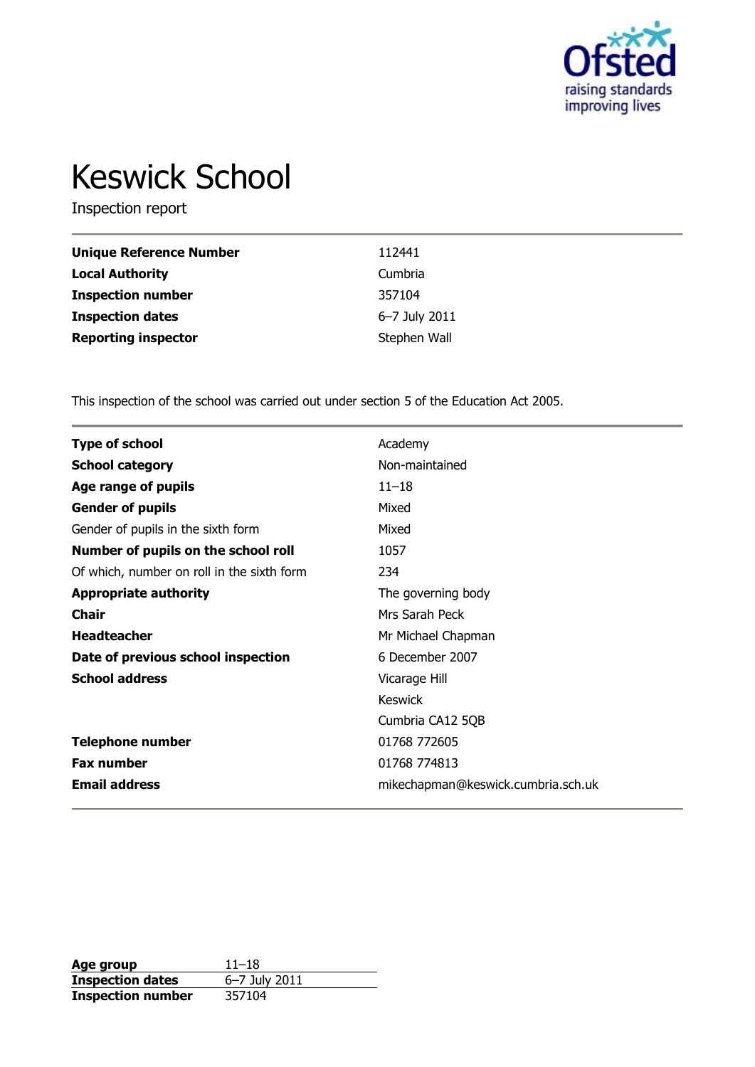# Keswick School

Inspection report

| | |
|---|---|
| **Unique Reference Number** | 112441 |
| **Local Authority** | Cumbria |
| **Inspection number** | 357104 |
| **Inspection dates** | 6–7 July 2011 |
| **Reporting inspector** | Stephen Wall |

This inspection of the school was carried out under section 5 of the Education Act 2005.

| | |
|---|---|
| **Type of school** | Academy |
| **School category** | Non-maintained |
| **Age range of pupils** | 11–18 |
| **Gender of pupils** | Mixed |
| Gender of pupils in the sixth form | Mixed |
| **Number of pupils on the school roll** | 1057 |
| Of which, number on roll in the sixth form | 234 |
| **Appropriate authority** | The governing body |
| **Chair** | Mrs Sarah Peck |
| **Headteacher** | Mr Michael Chapman |
| **Date of previous school inspection** | 6 December 2007 |
| **School address** | Vicarage Hill<br>Keswick<br>Cumbria CA12 5QB |
| **Telephone number** | 01768 772605 |
| **Fax number** | 01768 774813 |
| **Email address** | mikechapman@keswick.cumbria.sch.uk |

| | |
|---|---|
| **Age group** | 11–18 |
| **Inspection dates** | 6–7 July 2011 |
| **Inspection number** | 357104 |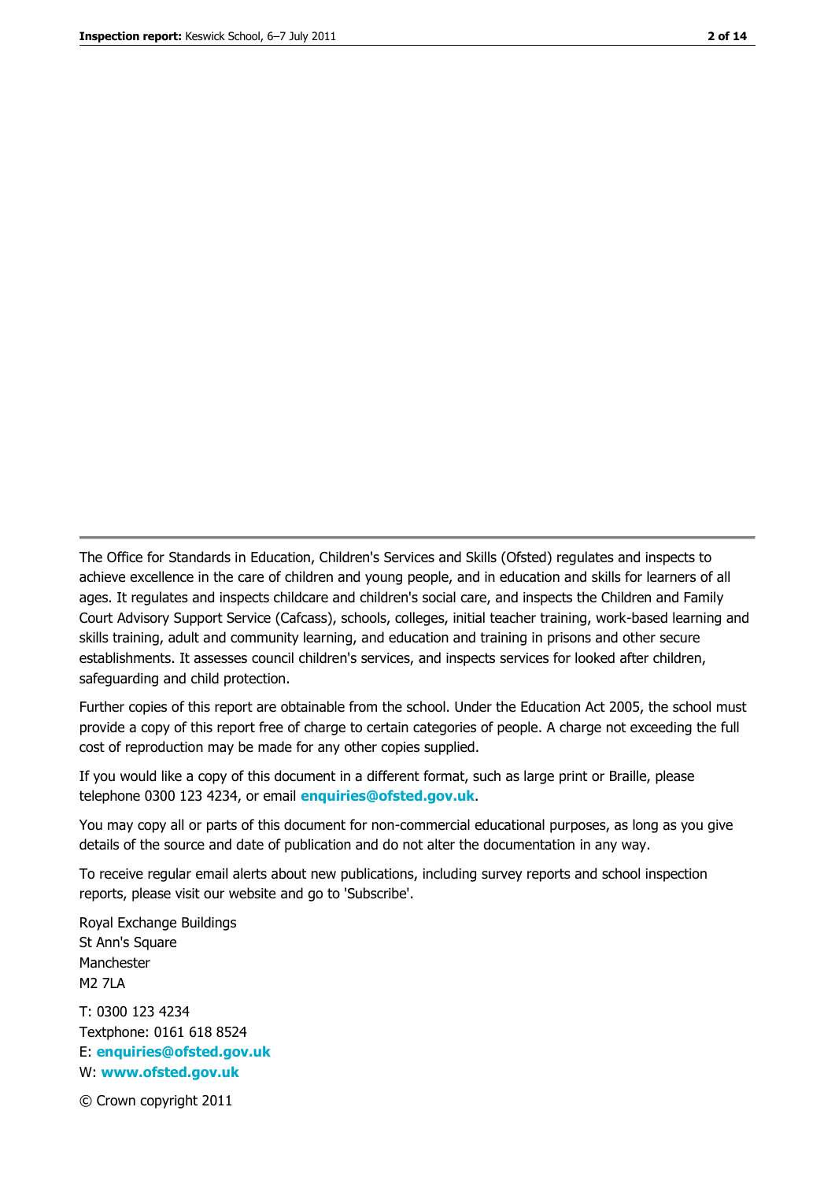The Office for Standards in Education, Children's Services and Skills (Ofsted) regulates and inspects to achieve excellence in the care of children and young people, and in education and skills for learners of all ages. It regulates and inspects childcare and children's social care, and inspects the Children and Family Court Advisory Support Service (Cafcass), schools, colleges, initial teacher training, work-based learning and skills training, adult and community learning, and education and training in prisons and other secure establishments. It assesses council children's services, and inspects services for looked after children, safeguarding and child protection.

Further copies of this report are obtainable from the school. Under the Education Act 2005, the school must provide a copy of this report free of charge to certain categories of people. A charge not exceeding the full cost of reproduction may be made for any other copies supplied.

If you would like a copy of this document in a different format, such as large print or Braille, please telephone 0300 123 4234, or email **enquiries@ofsted.gov.uk**.

You may copy all or parts of this document for non-commercial educational purposes, as long as you give details of the source and date of publication and do not alter the documentation in any way.

To receive regular email alerts about new publications, including survey reports and school inspection reports, please visit our website and go to 'Subscribe'.

Royal Exchange Buildings
St Ann's Square
Manchester
M2 7LA

T: 0300 123 4234
Textphone: 0161 618 8524
E: **enquiries@ofsted.gov.uk**
W: **www.ofsted.gov.uk**

© Crown copyright 2011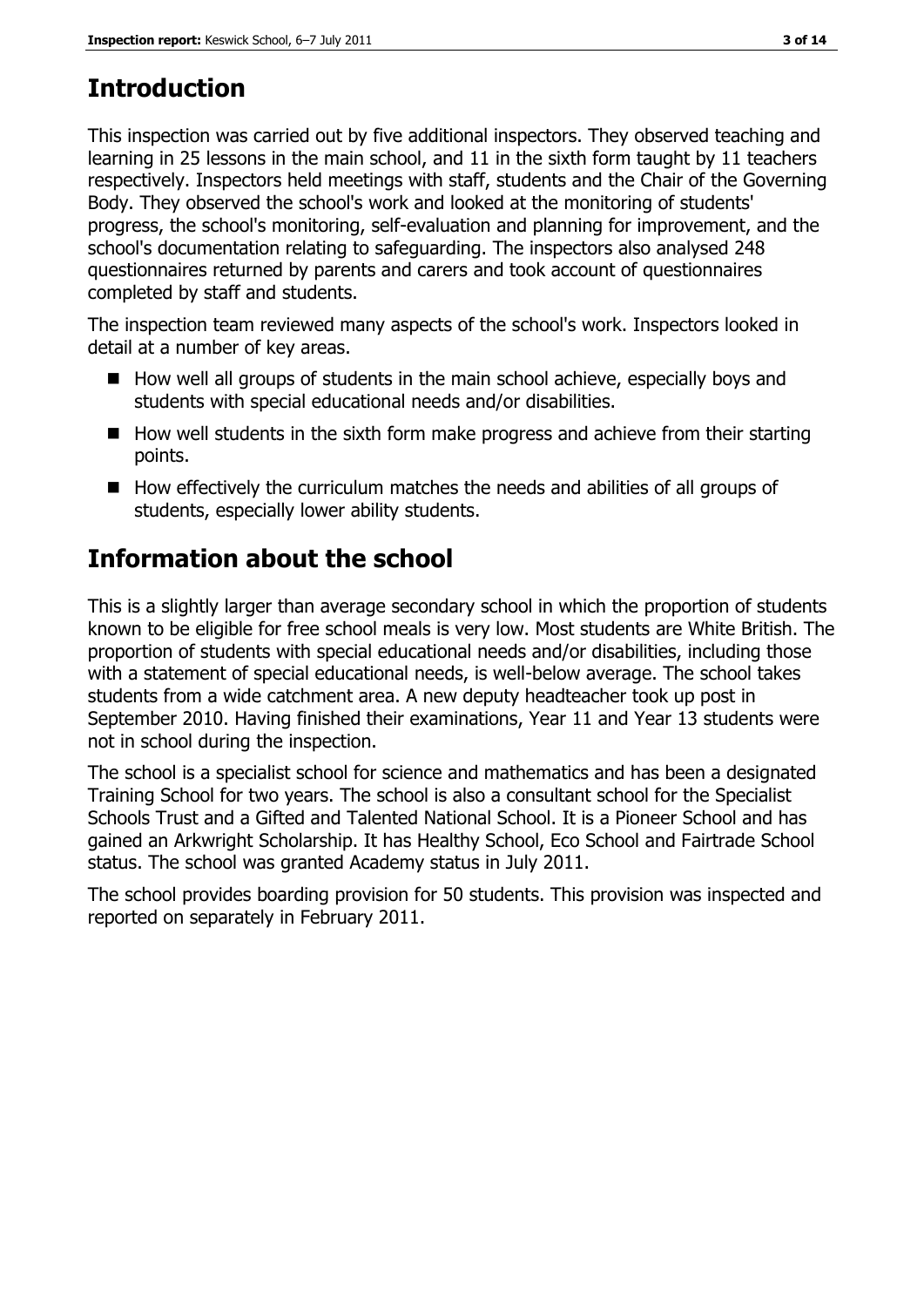# Introduction

This inspection was carried out by five additional inspectors. They observed teaching and learning in 25 lessons in the main school, and 11 in the sixth form taught by 11 teachers respectively. Inspectors held meetings with staff, students and the Chair of the Governing Body. They observed the school's work and looked at the monitoring of students' progress, the school's monitoring, self-evaluation and planning for improvement, and the school's documentation relating to safeguarding. The inspectors also analysed 248 questionnaires returned by parents and carers and took account of questionnaires completed by staff and students.

The inspection team reviewed many aspects of the school's work. Inspectors looked in detail at a number of key areas.

- How well all groups of students in the main school achieve, especially boys and students with special educational needs and/or disabilities.
- How well students in the sixth form make progress and achieve from their starting points.
- How effectively the curriculum matches the needs and abilities of all groups of students, especially lower ability students.

# Information about the school

This is a slightly larger than average secondary school in which the proportion of students known to be eligible for free school meals is very low. Most students are White British. The proportion of students with special educational needs and/or disabilities, including those with a statement of special educational needs, is well-below average. The school takes students from a wide catchment area. A new deputy headteacher took up post in September 2010. Having finished their examinations, Year 11 and Year 13 students were not in school during the inspection.

The school is a specialist school for science and mathematics and has been a designated Training School for two years. The school is also a consultant school for the Specialist Schools Trust and a Gifted and Talented National School. It is a Pioneer School and has gained an Arkwright Scholarship. It has Healthy School, Eco School and Fairtrade School status. The school was granted Academy status in July 2011.

The school provides boarding provision for 50 students. This provision was inspected and reported on separately in February 2011.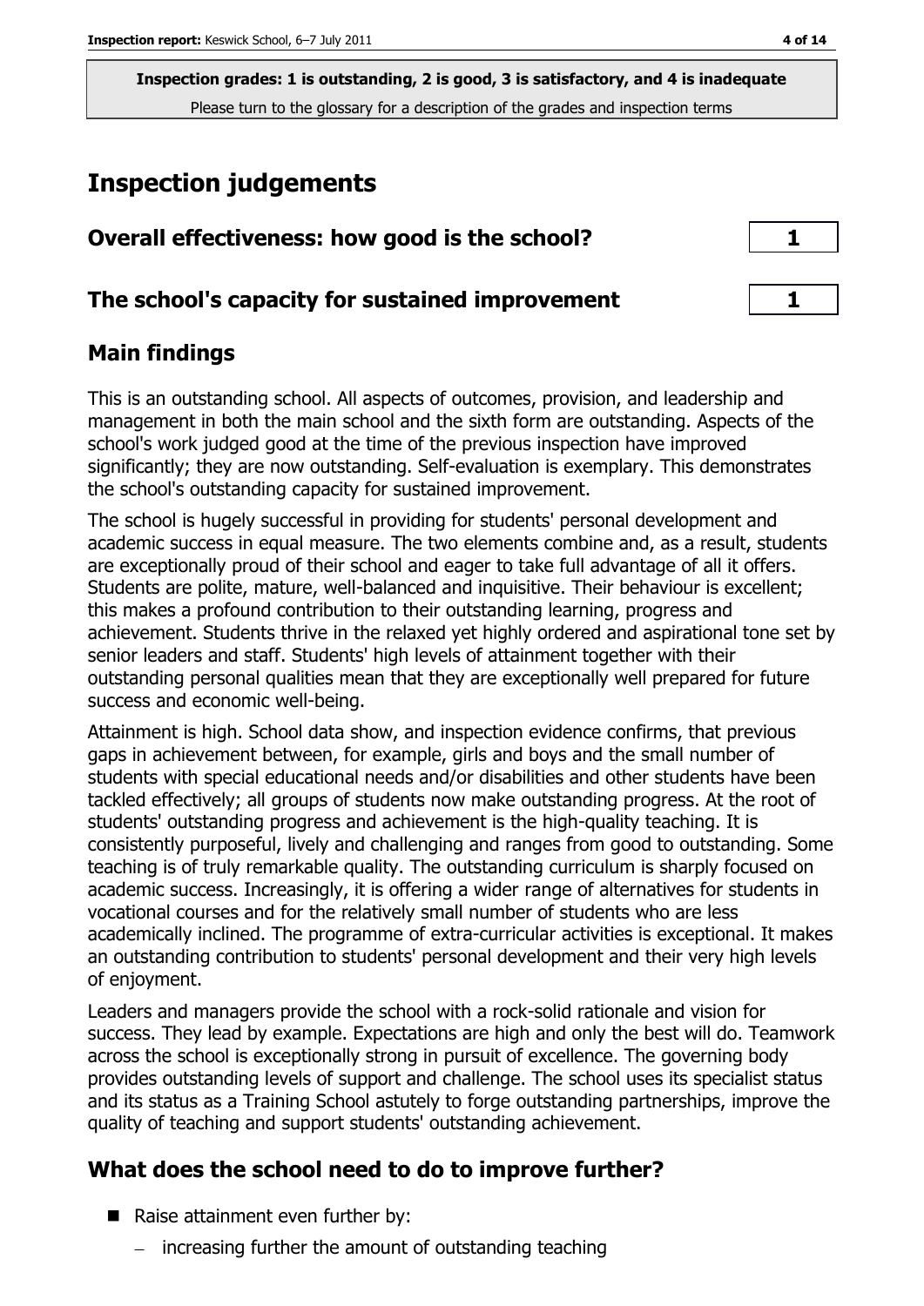**Inspection grades: 1 is outstanding, 2 is good, 3 is satisfactory, and 4 is inadequate**
Please turn to the glossary for a description of the grades and inspection terms

# Inspection judgements

| Overall effectiveness: how good is the school? | 1 |
|---|---|
| **The school's capacity for sustained improvement** | **1** |

## Main findings

This is an outstanding school. All aspects of outcomes, provision, and leadership and management in both the main school and the sixth form are outstanding. Aspects of the school's work judged good at the time of the previous inspection have improved significantly; they are now outstanding. Self-evaluation is exemplary. This demonstrates the school's outstanding capacity for sustained improvement.

The school is hugely successful in providing for students' personal development and academic success in equal measure. The two elements combine and, as a result, students are exceptionally proud of their school and eager to take full advantage of all it offers. Students are polite, mature, well-balanced and inquisitive. Their behaviour is excellent; this makes a profound contribution to their outstanding learning, progress and achievement. Students thrive in the relaxed yet highly ordered and aspirational tone set by senior leaders and staff. Students' high levels of attainment together with their outstanding personal qualities mean that they are exceptionally well prepared for future success and economic well-being.

Attainment is high. School data show, and inspection evidence confirms, that previous gaps in achievement between, for example, girls and boys and the small number of students with special educational needs and/or disabilities and other students have been tackled effectively; all groups of students now make outstanding progress. At the root of students' outstanding progress and achievement is the high-quality teaching. It is consistently purposeful, lively and challenging and ranges from good to outstanding. Some teaching is of truly remarkable quality. The outstanding curriculum is sharply focused on academic success. Increasingly, it is offering a wider range of alternatives for students in vocational courses and for the relatively small number of students who are less academically inclined. The programme of extra-curricular activities is exceptional. It makes an outstanding contribution to students' personal development and their very high levels of enjoyment.

Leaders and managers provide the school with a rock-solid rationale and vision for success. They lead by example. Expectations are high and only the best will do. Teamwork across the school is exceptionally strong in pursuit of excellence. The governing body provides outstanding levels of support and challenge. The school uses its specialist status and its status as a Training School astutely to forge outstanding partnerships, improve the quality of teaching and support students' outstanding achievement.

## What does the school need to do to improve further?

- Raise attainment even further by:
  - increasing further the amount of outstanding teaching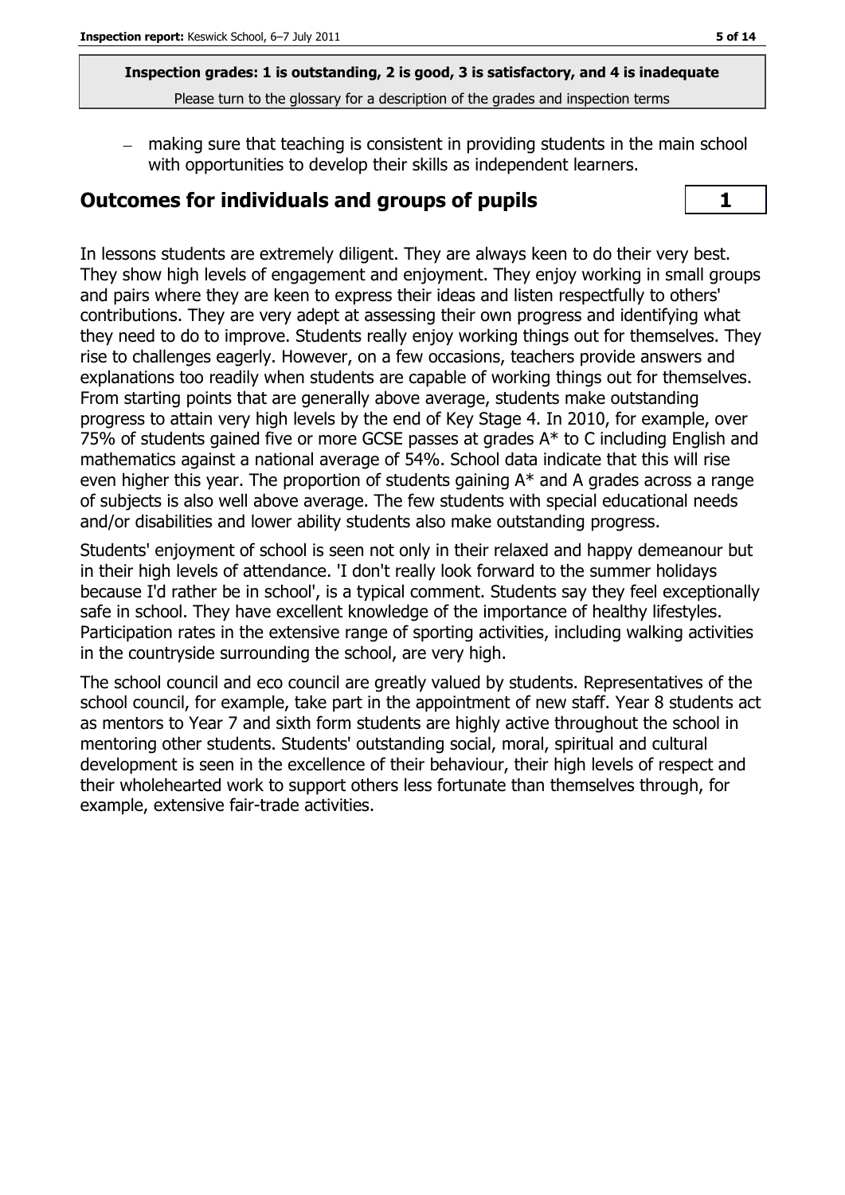- making sure that teaching is consistent in providing students in the main school with opportunities to develop their skills as independent learners.

## Outcomes for individuals and groups of pupils **1**

In lessons students are extremely diligent. They are always keen to do their very best. They show high levels of engagement and enjoyment. They enjoy working in small groups and pairs where they are keen to express their ideas and listen respectfully to others' contributions. They are very adept at assessing their own progress and identifying what they need to do to improve. Students really enjoy working things out for themselves. They rise to challenges eagerly. However, on a few occasions, teachers provide answers and explanations too readily when students are capable of working things out for themselves. From starting points that are generally above average, students make outstanding progress to attain very high levels by the end of Key Stage 4. In 2010, for example, over 75% of students gained five or more GCSE passes at grades A* to C including English and mathematics against a national average of 54%. School data indicate that this will rise even higher this year. The proportion of students gaining A* and A grades across a range of subjects is also well above average. The few students with special educational needs and/or disabilities and lower ability students also make outstanding progress.

Students' enjoyment of school is seen not only in their relaxed and happy demeanour but in their high levels of attendance. 'I don't really look forward to the summer holidays because I'd rather be in school', is a typical comment. Students say they feel exceptionally safe in school. They have excellent knowledge of the importance of healthy lifestyles. Participation rates in the extensive range of sporting activities, including walking activities in the countryside surrounding the school, are very high.

The school council and eco council are greatly valued by students. Representatives of the school council, for example, take part in the appointment of new staff. Year 8 students act as mentors to Year 7 and sixth form students are highly active throughout the school in mentoring other students. Students' outstanding social, moral, spiritual and cultural development is seen in the excellence of their behaviour, their high levels of respect and their wholehearted work to support others less fortunate than themselves through, for example, extensive fair-trade activities.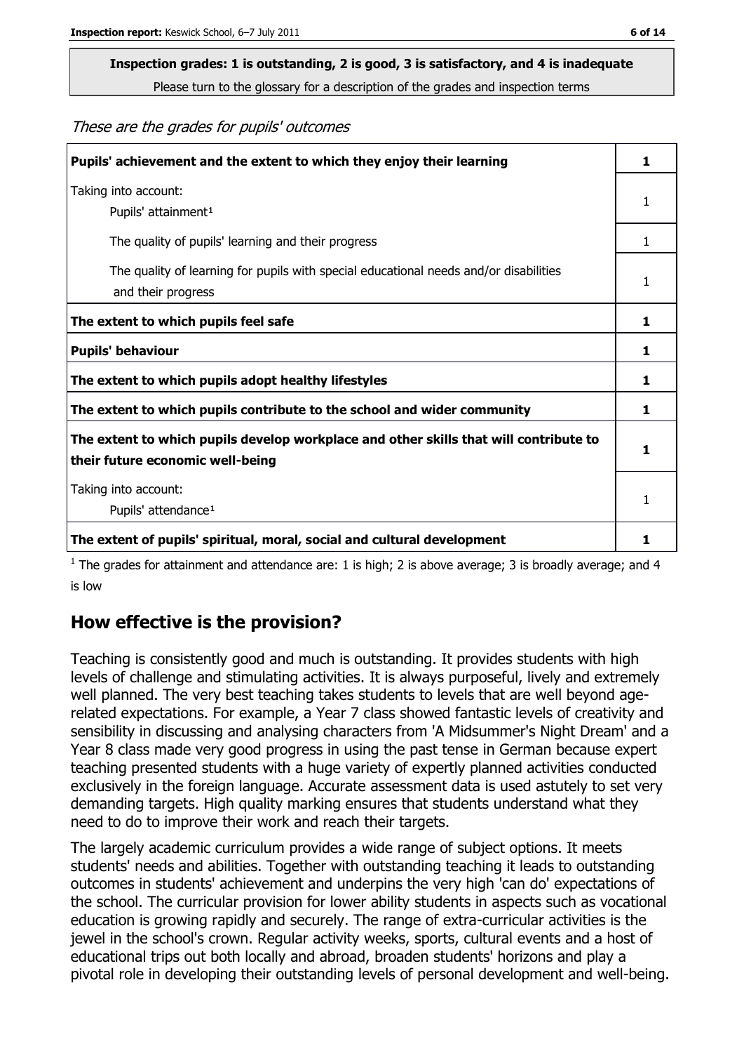**Inspection grades: 1 is outstanding, 2 is good, 3 is satisfactory, and 4 is inadequate**

Please turn to the glossary for a description of the grades and inspection terms

*These are the grades for pupils' outcomes*

| | |
|---|---|
| **Pupils' achievement and the extent to which they enjoy their learning** | **1** |
| Taking into account: Pupils' attainment[1] | 1 |
| The quality of pupils' learning and their progress | 1 |
| The quality of learning for pupils with special educational needs and/or disabilities and their progress | 1 |
| **The extent to which pupils feel safe** | **1** |
| **Pupils' behaviour** | **1** |
| **The extent to which pupils adopt healthy lifestyles** | **1** |
| **The extent to which pupils contribute to the school and wider community** | **1** |
| **The extent to which pupils develop workplace and other skills that will contribute to their future economic well-being** | **1** |
| Taking into account: Pupils' attendance[1] | 1 |
| **The extent of pupils' spiritual, moral, social and cultural development** | **1** |

[1] The grades for attainment and attendance are: 1 is high; 2 is above average; 3 is broadly average; and 4 is low

## How effective is the provision?

Teaching is consistently good and much is outstanding. It provides students with high levels of challenge and stimulating activities. It is always purposeful, lively and extremely well planned. The very best teaching takes students to levels that are well beyond age-related expectations. For example, a Year 7 class showed fantastic levels of creativity and sensibility in discussing and analysing characters from 'A Midsummer's Night Dream' and a Year 8 class made very good progress in using the past tense in German because expert teaching presented students with a huge variety of expertly planned activities conducted exclusively in the foreign language. Accurate assessment data is used astutely to set very demanding targets. High quality marking ensures that students understand what they need to do to improve their work and reach their targets.

The largely academic curriculum provides a wide range of subject options. It meets students' needs and abilities. Together with outstanding teaching it leads to outstanding outcomes in students' achievement and underpins the very high 'can do' expectations of the school. The curricular provision for lower ability students in aspects such as vocational education is growing rapidly and securely. The range of extra-curricular activities is the jewel in the school's crown. Regular activity weeks, sports, cultural events and a host of educational trips out both locally and abroad, broaden students' horizons and play a pivotal role in developing their outstanding levels of personal development and well-being.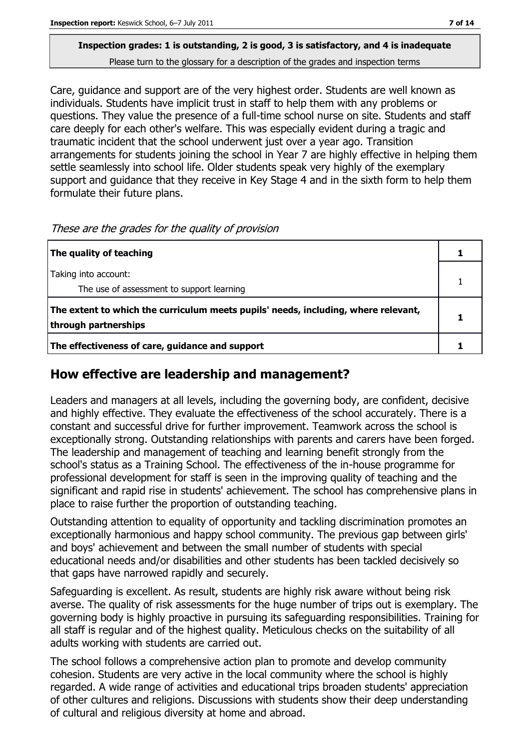**Inspection grades: 1 is outstanding, 2 is good, 3 is satisfactory, and 4 is inadequate**
Please turn to the glossary for a description of the grades and inspection terms

Care, guidance and support are of the very highest order. Students are well known as individuals. Students have implicit trust in staff to help them with any problems or questions. They value the presence of a full-time school nurse on site. Students and staff care deeply for each other's welfare. This was especially evident during a tragic and traumatic incident that the school underwent just over a year ago. Transition arrangements for students joining the school in Year 7 are highly effective in helping them settle seamlessly into school life. Older students speak very highly of the exemplary support and guidance that they receive in Key Stage 4 and in the sixth form to help them formulate their future plans.

*These are the grades for the quality of provision*

| | |
|---|---|
| **The quality of teaching** | **1** |
| Taking into account:<br>The use of assessment to support learning | 1 |
| **The extent to which the curriculum meets pupils' needs, including, where relevant, through partnerships** | **1** |
| **The effectiveness of care, guidance and support** | **1** |

## How effective are leadership and management?

Leaders and managers at all levels, including the governing body, are confident, decisive and highly effective. They evaluate the effectiveness of the school accurately. There is a constant and successful drive for further improvement. Teamwork across the school is exceptionally strong. Outstanding relationships with parents and carers have been forged. The leadership and management of teaching and learning benefit strongly from the school's status as a Training School. The effectiveness of the in-house programme for professional development for staff is seen in the improving quality of teaching and the significant and rapid rise in students' achievement. The school has comprehensive plans in place to raise further the proportion of outstanding teaching.

Outstanding attention to equality of opportunity and tackling discrimination promotes an exceptionally harmonious and happy school community. The previous gap between girls' and boys' achievement and between the small number of students with special educational needs and/or disabilities and other students has been tackled decisively so that gaps have narrowed rapidly and securely.

Safeguarding is excellent. As result, students are highly risk aware without being risk averse. The quality of risk assessments for the huge number of trips out is exemplary. The governing body is highly proactive in pursuing its safeguarding responsibilities. Training for all staff is regular and of the highest quality. Meticulous checks on the suitability of all adults working with students are carried out.

The school follows a comprehensive action plan to promote and develop community cohesion. Students are very active in the local community where the school is highly regarded. A wide range of activities and educational trips broaden students' appreciation of other cultures and religions. Discussions with students show their deep understanding of cultural and religious diversity at home and abroad.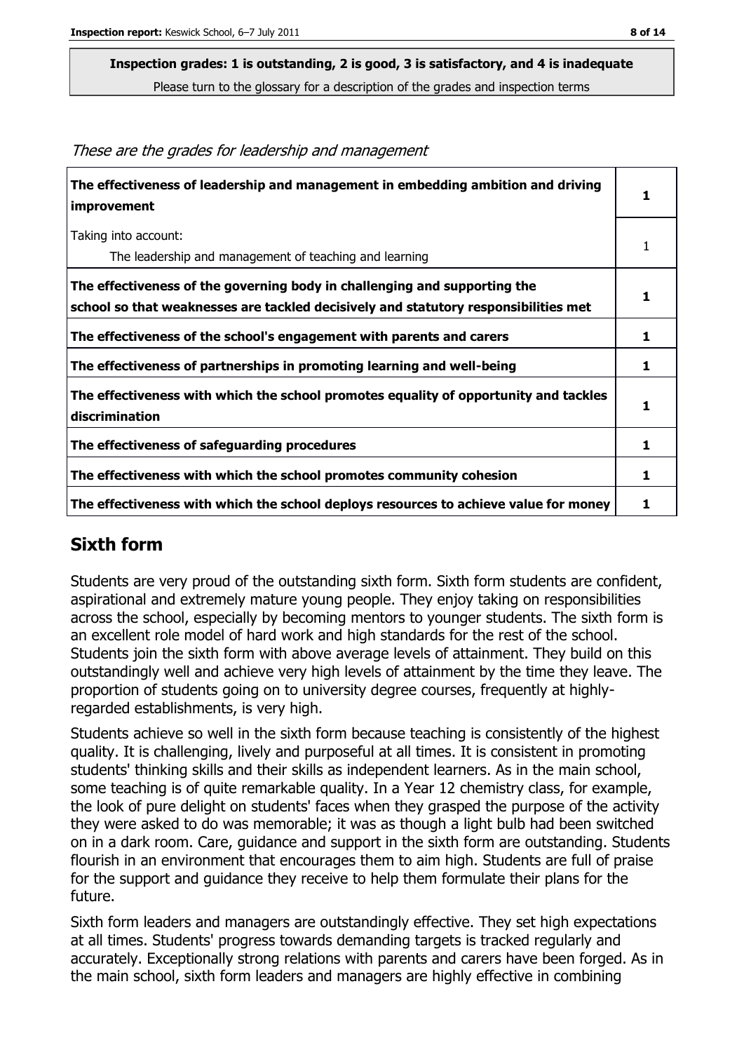**Inspection grades: 1 is outstanding, 2 is good, 3 is satisfactory, and 4 is inadequate**

Please turn to the glossary for a description of the grades and inspection terms

*These are the grades for leadership and management*

| | |
|---|---|
| **The effectiveness of leadership and management in embedding ambition and driving improvement** | **1** |
| Taking into account:<br>The leadership and management of teaching and learning | 1 |
| **The effectiveness of the governing body in challenging and supporting the school so that weaknesses are tackled decisively and statutory responsibilities met** | **1** |
| **The effectiveness of the school's engagement with parents and carers** | **1** |
| **The effectiveness of partnerships in promoting learning and well-being** | **1** |
| **The effectiveness with which the school promotes equality of opportunity and tackles discrimination** | **1** |
| **The effectiveness of safeguarding procedures** | **1** |
| **The effectiveness with which the school promotes community cohesion** | **1** |
| **The effectiveness with which the school deploys resources to achieve value for money** | **1** |

## Sixth form

Students are very proud of the outstanding sixth form. Sixth form students are confident, aspirational and extremely mature young people. They enjoy taking on responsibilities across the school, especially by becoming mentors to younger students. The sixth form is an excellent role model of hard work and high standards for the rest of the school. Students join the sixth form with above average levels of attainment. They build on this outstandingly well and achieve very high levels of attainment by the time they leave. The proportion of students going on to university degree courses, frequently at highly-regarded establishments, is very high.

Students achieve so well in the sixth form because teaching is consistently of the highest quality. It is challenging, lively and purposeful at all times. It is consistent in promoting students' thinking skills and their skills as independent learners. As in the main school, some teaching is of quite remarkable quality. In a Year 12 chemistry class, for example, the look of pure delight on students' faces when they grasped the purpose of the activity they were asked to do was memorable; it was as though a light bulb had been switched on in a dark room. Care, guidance and support in the sixth form are outstanding. Students flourish in an environment that encourages them to aim high. Students are full of praise for the support and guidance they receive to help them formulate their plans for the future.

Sixth form leaders and managers are outstandingly effective. They set high expectations at all times. Students' progress towards demanding targets is tracked regularly and accurately. Exceptionally strong relations with parents and carers have been forged. As in the main school, sixth form leaders and managers are highly effective in combining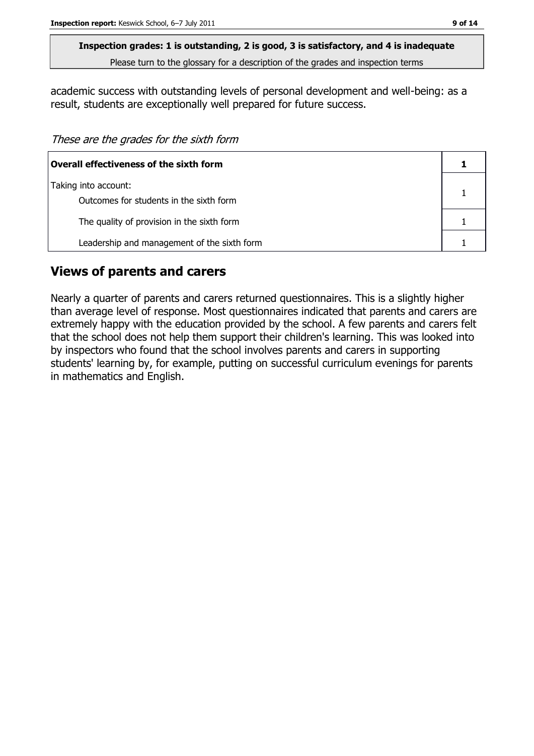**Inspection grades: 1 is outstanding, 2 is good, 3 is satisfactory, and 4 is inadequate**
Please turn to the glossary for a description of the grades and inspection terms

academic success with outstanding levels of personal development and well-being: as a result, students are exceptionally well prepared for future success.

*These are the grades for the sixth form*

| **Overall effectiveness of the sixth form** | **1** |
|---|---|
| Taking into account:<br>Outcomes for students in the sixth form | 1 |
| The quality of provision in the sixth form | 1 |
| Leadership and management of the sixth form | 1 |

## Views of parents and carers

Nearly a quarter of parents and carers returned questionnaires. This is a slightly higher than average level of response. Most questionnaires indicated that parents and carers are extremely happy with the education provided by the school. A few parents and carers felt that the school does not help them support their children's learning. This was looked into by inspectors who found that the school involves parents and carers in supporting students' learning by, for example, putting on successful curriculum evenings for parents in mathematics and English.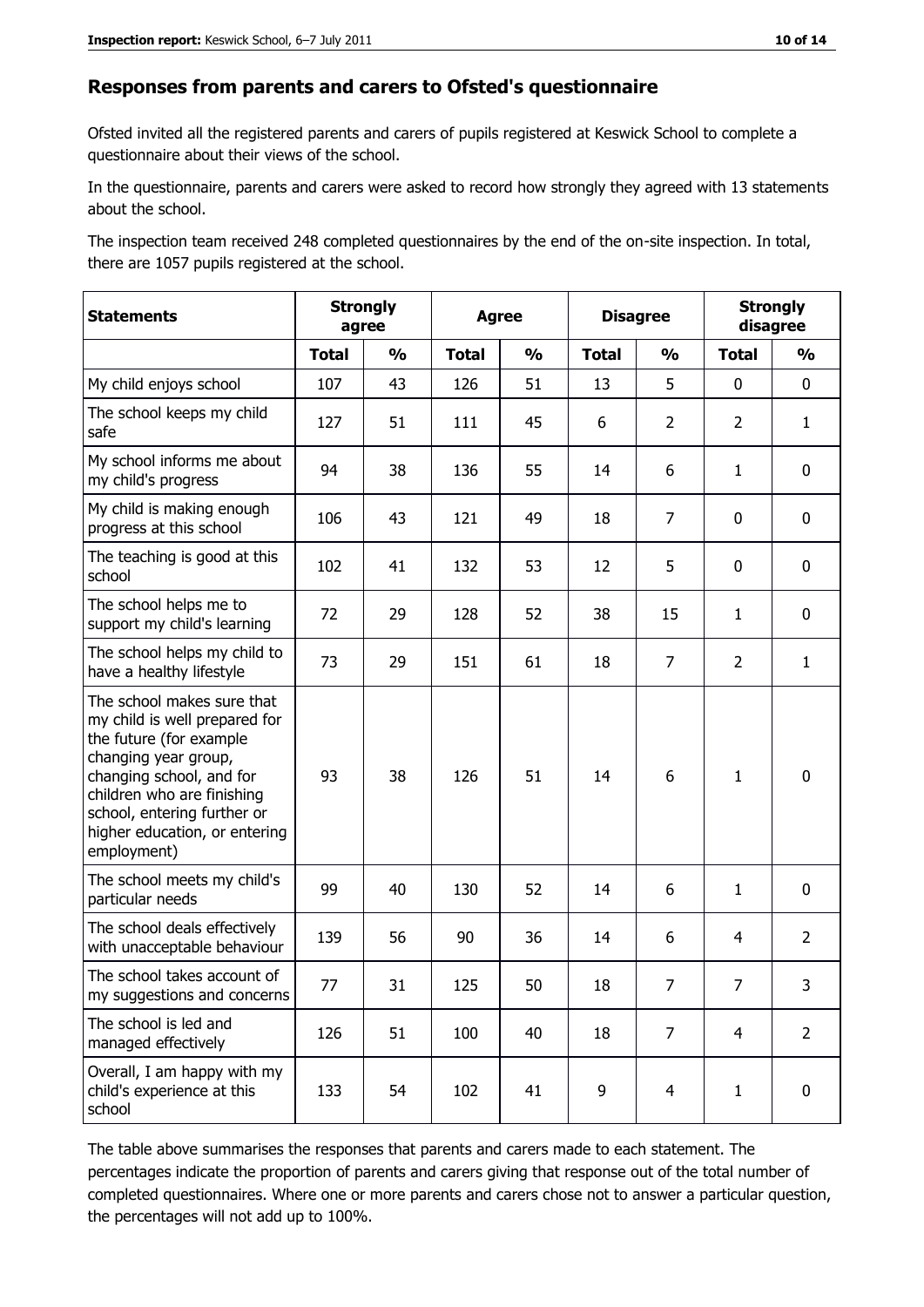## Responses from parents and carers to Ofsted's questionnaire

Ofsted invited all the registered parents and carers of pupils registered at Keswick School to complete a questionnaire about their views of the school.

In the questionnaire, parents and carers were asked to record how strongly they agreed with 13 statements about the school.

The inspection team received 248 completed questionnaires by the end of the on-site inspection. In total, there are 1057 pupils registered at the school.

| Statements | Strongly agree | | Agree | | Disagree | | Strongly disagree | |
|---|---|---|---|---|---|---|---|---|
| | Total | % | Total | % | Total | % | Total | % |
| My child enjoys school | 107 | 43 | 126 | 51 | 13 | 5 | 0 | 0 |
| The school keeps my child safe | 127 | 51 | 111 | 45 | 6 | 2 | 2 | 1 |
| My school informs me about my child's progress | 94 | 38 | 136 | 55 | 14 | 6 | 1 | 0 |
| My child is making enough progress at this school | 106 | 43 | 121 | 49 | 18 | 7 | 0 | 0 |
| The teaching is good at this school | 102 | 41 | 132 | 53 | 12 | 5 | 0 | 0 |
| The school helps me to support my child's learning | 72 | 29 | 128 | 52 | 38 | 15 | 1 | 0 |
| The school helps my child to have a healthy lifestyle | 73 | 29 | 151 | 61 | 18 | 7 | 2 | 1 |
| The school makes sure that my child is well prepared for the future (for example changing year group, changing school, and for children who are finishing school, entering further or higher education, or entering employment) | 93 | 38 | 126 | 51 | 14 | 6 | 1 | 0 |
| The school meets my child's particular needs | 99 | 40 | 130 | 52 | 14 | 6 | 1 | 0 |
| The school deals effectively with unacceptable behaviour | 139 | 56 | 90 | 36 | 14 | 6 | 4 | 2 |
| The school takes account of my suggestions and concerns | 77 | 31 | 125 | 50 | 18 | 7 | 7 | 3 |
| The school is led and managed effectively | 126 | 51 | 100 | 40 | 18 | 7 | 4 | 2 |
| Overall, I am happy with my child's experience at this school | 133 | 54 | 102 | 41 | 9 | 4 | 1 | 0 |

The table above summarises the responses that parents and carers made to each statement. The percentages indicate the proportion of parents and carers giving that response out of the total number of completed questionnaires. Where one or more parents and carers chose not to answer a particular question, the percentages will not add up to 100%.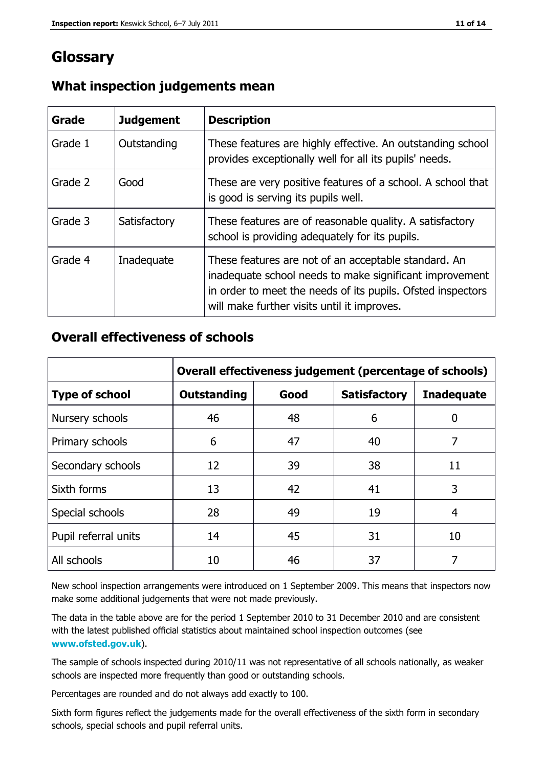# Glossary

## What inspection judgements mean

| Grade | Judgement | Description |
|---|---|---|
| Grade 1 | Outstanding | These features are highly effective. An outstanding school provides exceptionally well for all its pupils' needs. |
| Grade 2 | Good | These are very positive features of a school. A school that is good is serving its pupils well. |
| Grade 3 | Satisfactory | These features are of reasonable quality. A satisfactory school is providing adequately for its pupils. |
| Grade 4 | Inadequate | These features are not of an acceptable standard. An inadequate school needs to make significant improvement in order to meet the needs of its pupils. Ofsted inspectors will make further visits until it improves. |

## Overall effectiveness of schools

| | Overall effectiveness judgement (percentage of schools) | | | |
|---|---|---|---|---|
| **Type of school** | **Outstanding** | **Good** | **Satisfactory** | **Inadequate** |
| Nursery schools | 46 | 48 | 6 | 0 |
| Primary schools | 6 | 47 | 40 | 7 |
| Secondary schools | 12 | 39 | 38 | 11 |
| Sixth forms | 13 | 42 | 41 | 3 |
| Special schools | 28 | 49 | 19 | 4 |
| Pupil referral units | 14 | 45 | 31 | 10 |
| All schools | 10 | 46 | 37 | 7 |

New school inspection arrangements were introduced on 1 September 2009. This means that inspectors now make some additional judgements that were not made previously.

The data in the table above are for the period 1 September 2010 to 31 December 2010 and are consistent with the latest published official statistics about maintained school inspection outcomes (see **www.ofsted.gov.uk**).

The sample of schools inspected during 2010/11 was not representative of all schools nationally, as weaker schools are inspected more frequently than good or outstanding schools.

Percentages are rounded and do not always add exactly to 100.

Sixth form figures reflect the judgements made for the overall effectiveness of the sixth form in secondary schools, special schools and pupil referral units.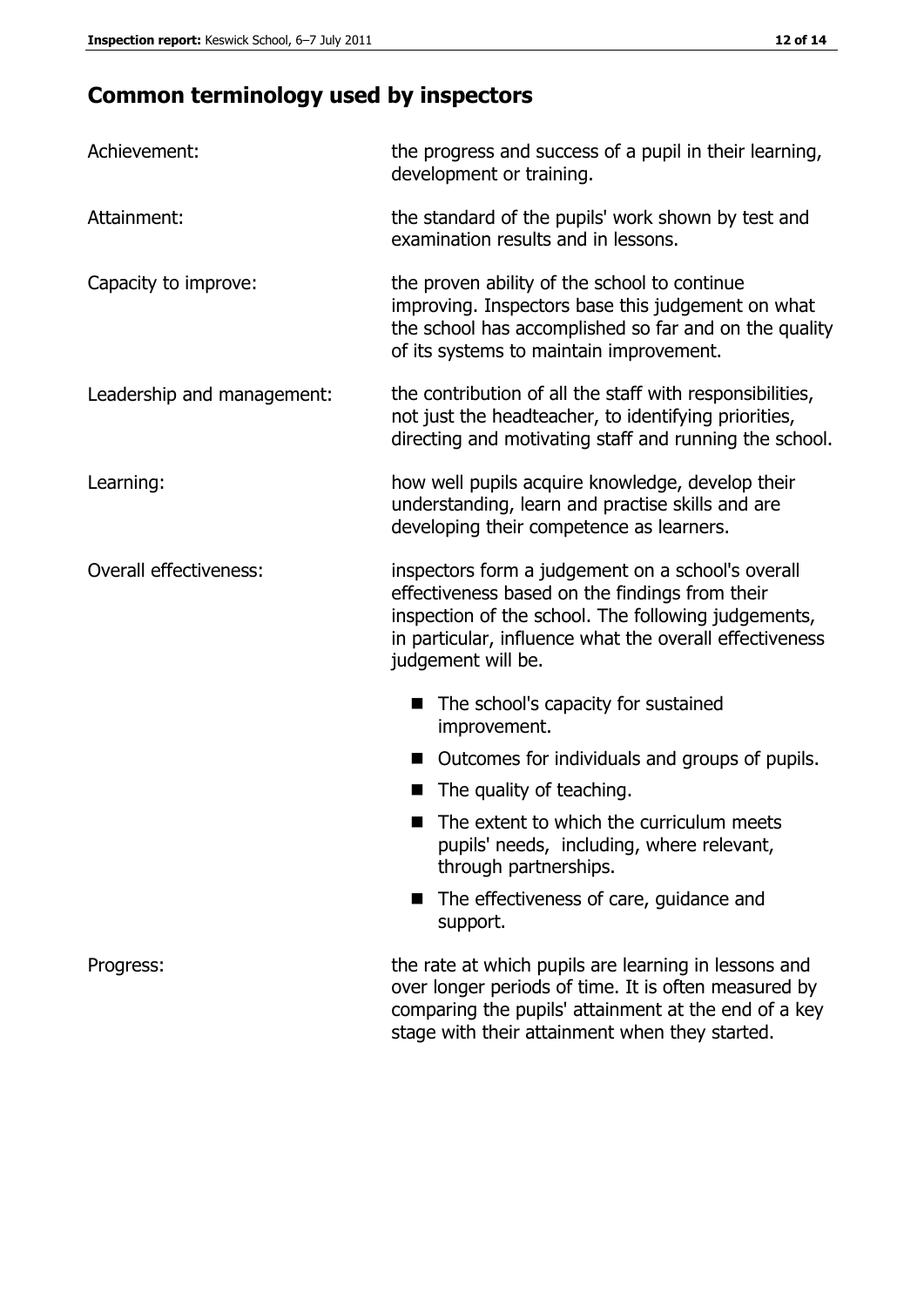## Common terminology used by inspectors

| | |
|---|---|
| Achievement: | the progress and success of a pupil in their learning, development or training. |
| Attainment: | the standard of the pupils' work shown by test and examination results and in lessons. |
| Capacity to improve: | the proven ability of the school to continue improving. Inspectors base this judgement on what the school has accomplished so far and on the quality of its systems to maintain improvement. |
| Leadership and management: | the contribution of all the staff with responsibilities, not just the headteacher, to identifying priorities, directing and motivating staff and running the school. |
| Learning: | how well pupils acquire knowledge, develop their understanding, learn and practise skills and are developing their competence as learners. |
| Overall effectiveness: | inspectors form a judgement on a school's overall effectiveness based on the findings from their inspection of the school. The following judgements, in particular, influence what the overall effectiveness judgement will be. <br>■ The school's capacity for sustained improvement.<br>■ Outcomes for individuals and groups of pupils.<br>■ The quality of teaching.<br>■ The extent to which the curriculum meets pupils' needs, including, where relevant, through partnerships.<br>■ The effectiveness of care, guidance and support. |
| Progress: | the rate at which pupils are learning in lessons and over longer periods of time. It is often measured by comparing the pupils' attainment at the end of a key stage with their attainment when they started. |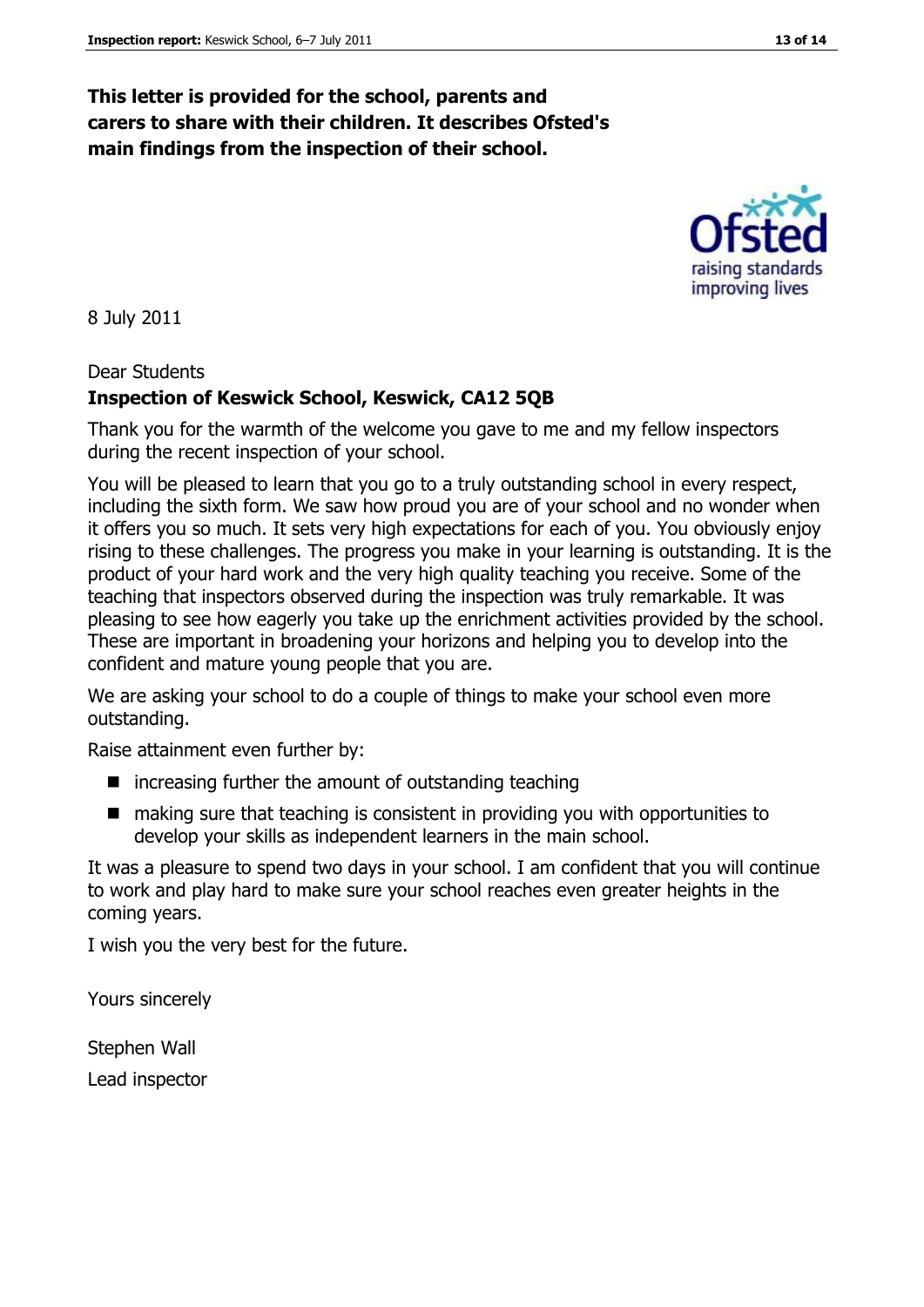**This letter is provided for the school, parents and carers to share with their children. It describes Ofsted's main findings from the inspection of their school.**

8 July 2011

Dear Students

**Inspection of Keswick School, Keswick, CA12 5QB**

Thank you for the warmth of the welcome you gave to me and my fellow inspectors during the recent inspection of your school.

You will be pleased to learn that you go to a truly outstanding school in every respect, including the sixth form. We saw how proud you are of your school and no wonder when it offers you so much. It sets very high expectations for each of you. You obviously enjoy rising to these challenges. The progress you make in your learning is outstanding. It is the product of your hard work and the very high quality teaching you receive. Some of the teaching that inspectors observed during the inspection was truly remarkable. It was pleasing to see how eagerly you take up the enrichment activities provided by the school. These are important in broadening your horizons and helping you to develop into the confident and mature young people that you are.

We are asking your school to do a couple of things to make your school even more outstanding.

Raise attainment even further by:

- increasing further the amount of outstanding teaching
- making sure that teaching is consistent in providing you with opportunities to develop your skills as independent learners in the main school.

It was a pleasure to spend two days in your school. I am confident that you will continue to work and play hard to make sure your school reaches even greater heights in the coming years.

I wish you the very best for the future.

Yours sincerely

Stephen Wall

Lead inspector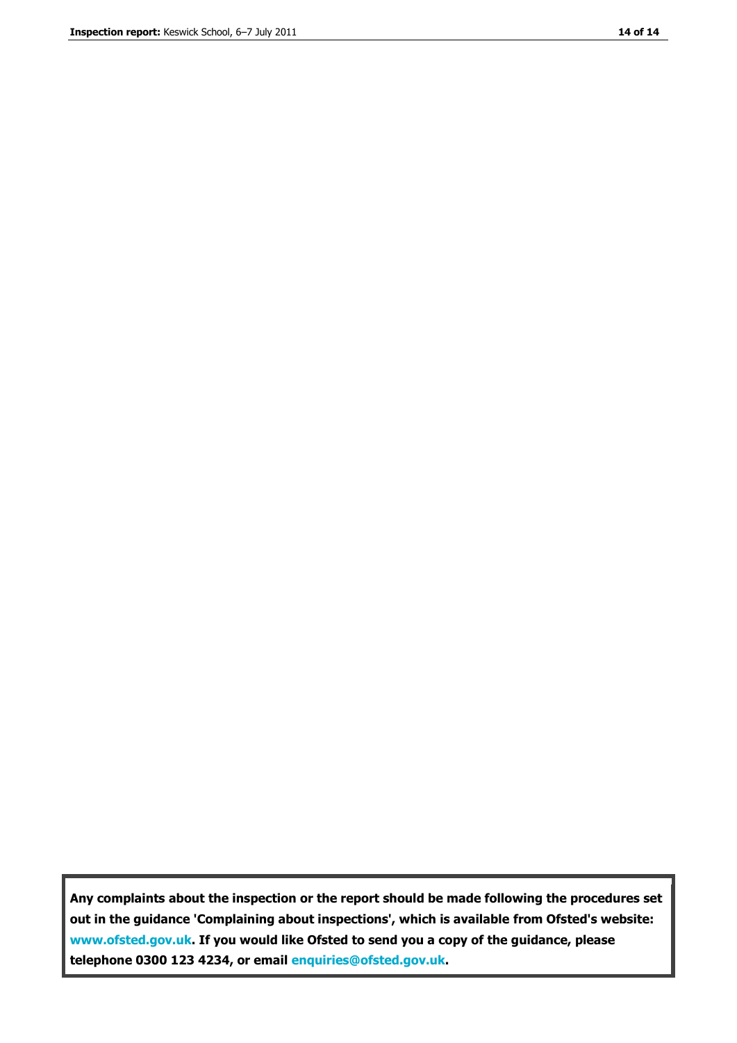**Any complaints about the inspection or the report should be made following the procedures set out in the guidance 'Complaining about inspections', which is available from Ofsted's website: www.ofsted.gov.uk. If you would like Ofsted to send you a copy of the guidance, please telephone 0300 123 4234, or email enquiries@ofsted.gov.uk.**